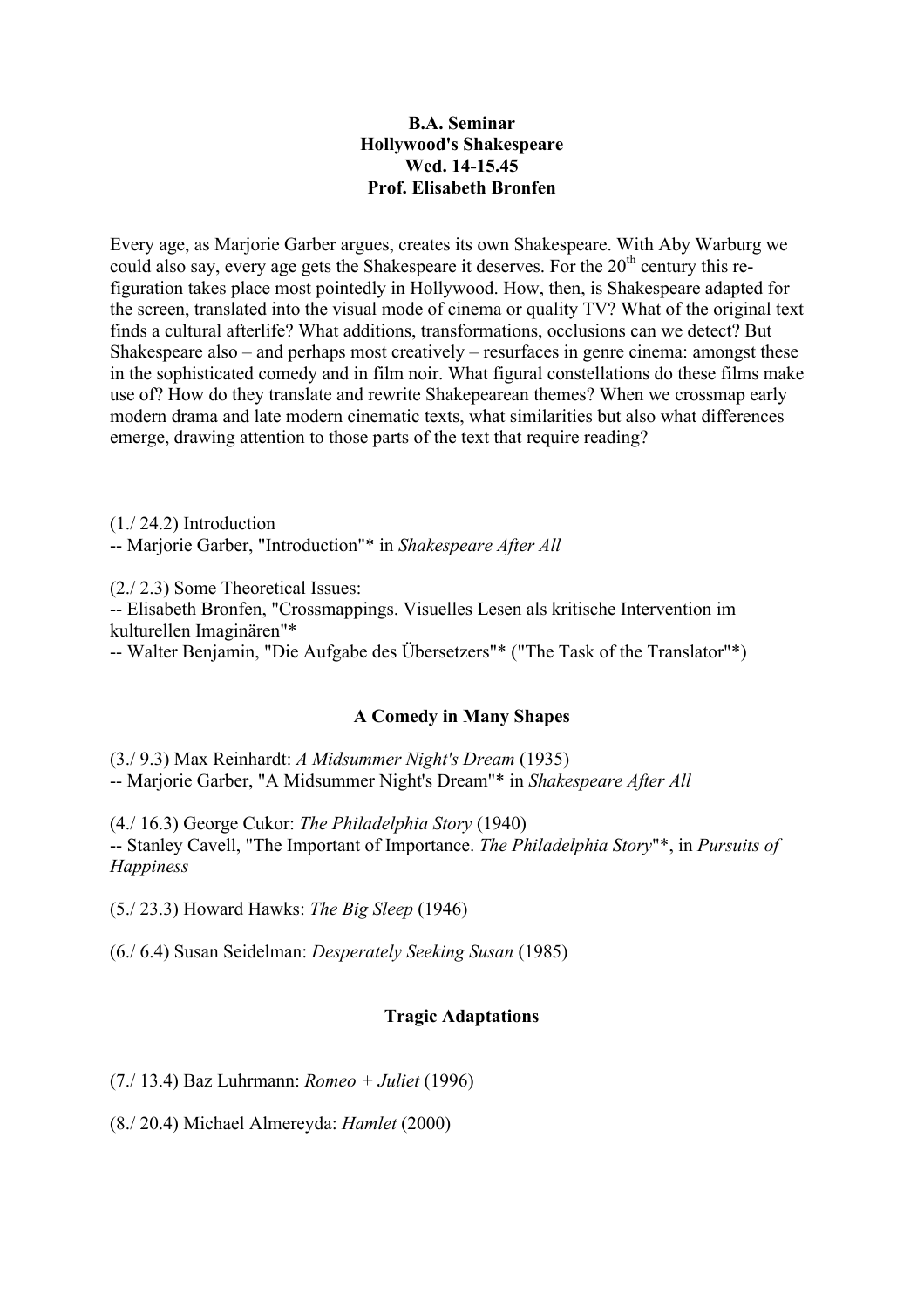**B.A. Seminar**
**Hollywood's Shakespeare**
**Wed. 14-15.45**
**Prof. Elisabeth Bronfen**

Every age, as Marjorie Garber argues, creates its own Shakespeare. With Aby Warburg we could also say, every age gets the Shakespeare it deserves. For the 20th century this re-figuration takes place most pointedly in Hollywood. How, then, is Shakespeare adapted for the screen, translated into the visual mode of cinema or quality TV? What of the original text finds a cultural afterlife? What additions, transformations, occlusions can we detect? But Shakespeare also – and perhaps most creatively – resurfaces in genre cinema: amongst these in the sophisticated comedy and in film noir. What figural constellations do these films make use of? How do they translate and rewrite Shakespearean themes? When we crossmap early modern drama and late modern cinematic texts, what similarities but also what differences emerge, drawing attention to those parts of the text that require reading?

(1./ 24.2) Introduction
-- Marjorie Garber, "Introduction"* in *Shakespeare After All*

(2./ 2.3) Some Theoretical Issues:
-- Elisabeth Bronfen, "Crossmappings. Visuelles Lesen als kritische Intervention im kulturellen Imaginären"*
-- Walter Benjamin, "Die Aufgabe des Übersetzers"* ("The Task of the Translator"*)

**A Comedy in Many Shapes**

(3./ 9.3) Max Reinhardt: *A Midsummer Night's Dream* (1935)
-- Marjorie Garber, "A Midsummer Night's Dream"* in *Shakespeare After All*

(4./ 16.3) George Cukor: *The Philadelphia Story* (1940)
-- Stanley Cavell, "The Important of Importance. *The Philadelphia Story*"*, in *Pursuits of Happiness*

(5./ 23.3) Howard Hawks: *The Big Sleep* (1946)

(6./ 6.4) Susan Seidelman: *Desperately Seeking Susan* (1985)

**Tragic Adaptations**

(7./ 13.4) Baz Luhrmann: *Romeo + Juliet* (1996)

(8./ 20.4) Michael Almereyda: *Hamlet* (2000)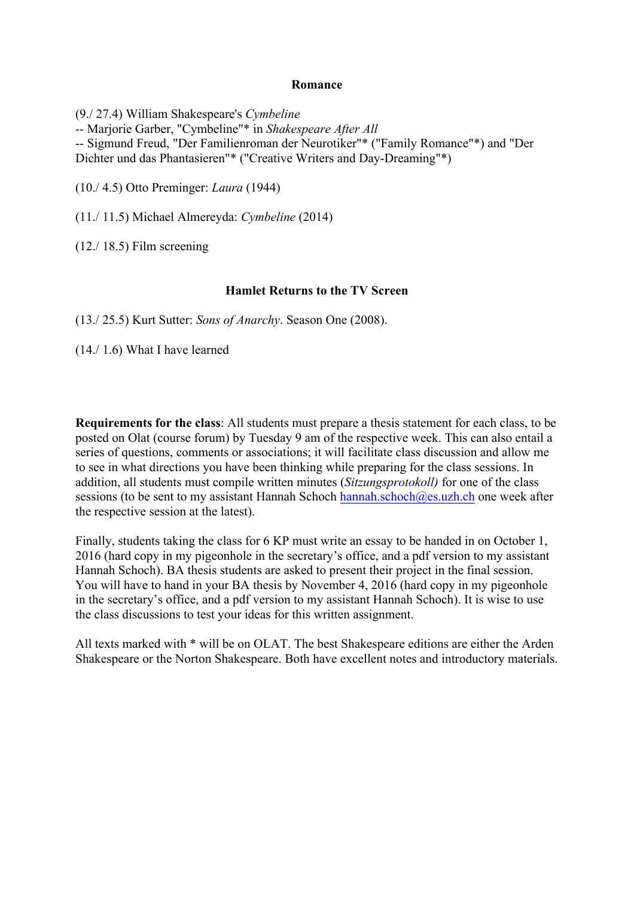**Romance**

(9./ 27.4) William Shakespeare's *Cymbeline*
-- Marjorie Garber, "Cymbeline"* in *Shakespeare After All*
-- Sigmund Freud, "Der Familienroman der Neurotiker"* ("Family Romance"*) and "Der Dichter und das Phantasieren"* ("Creative Writers and Day-Dreaming"*)

(10./ 4.5) Otto Preminger: *Laura* (1944)

(11./ 11.5) Michael Almereyda: *Cymbeline* (2014)

(12./ 18.5) Film screening

**Hamlet Returns to the TV Screen**

(13./ 25.5) Kurt Sutter: *Sons of Anarchy*. Season One (2008).

(14./ 1.6) What I have learned

**Requirements for the class**: All students must prepare a thesis statement for each class, to be posted on Olat (course forum) by Tuesday 9 am of the respective week. This can also entail a series of questions, comments or associations; it will facilitate class discussion and allow me to see in what directions you have been thinking while preparing for the class sessions. In addition, all students must compile written minutes (*Sitzungsprotokoll)* for one of the class sessions (to be sent to my assistant Hannah Schoch hannah.schoch@es.uzh.ch one week after the respective session at the latest).

Finally, students taking the class for 6 KP must write an essay to be handed in on October 1, 2016 (hard copy in my pigeonhole in the secretary's office, and a pdf version to my assistant Hannah Schoch). BA thesis students are asked to present their project in the final session. You will have to hand in your BA thesis by November 4, 2016 (hard copy in my pigeonhole in the secretary's office, and a pdf version to my assistant Hannah Schoch). It is wise to use the class discussions to test your ideas for this written assignment.

All texts marked with * will be on OLAT. The best Shakespeare editions are either the Arden Shakespeare or the Norton Shakespeare. Both have excellent notes and introductory materials.